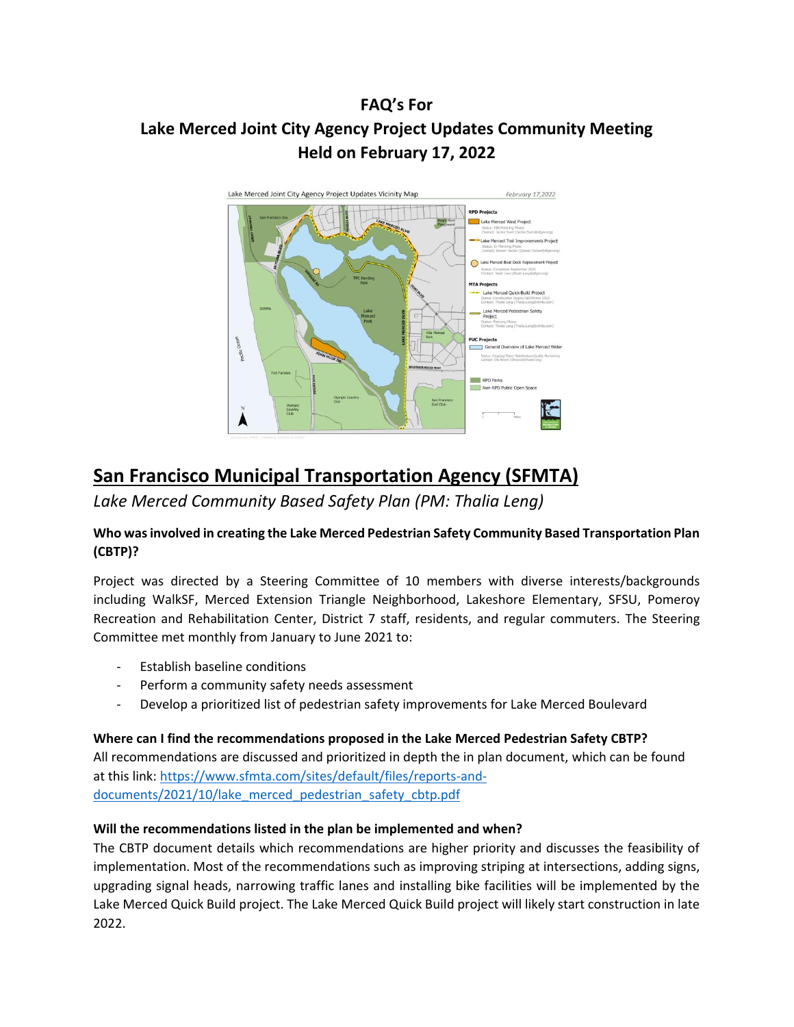# FAQ's For
# Lake Merced Joint City Agency Project Updates Community Meeting
# Held on February 17, 2022

## San Francisco Municipal Transportation Agency (SFMTA)

*Lake Merced Community Based Safety Plan (PM: Thalia Leng)*

**Who was involved in creating the Lake Merced Pedestrian Safety Community Based Transportation Plan (CBTP)?**

Project was directed by a Steering Committee of 10 members with diverse interests/backgrounds including WalkSF, Merced Extension Triangle Neighborhood, Lakeshore Elementary, SFSU, Pomeroy Recreation and Rehabilitation Center, District 7 staff, residents, and regular commuters. The Steering Committee met monthly from January to June 2021 to:

- Establish baseline conditions
- Perform a community safety needs assessment
- Develop a prioritized list of pedestrian safety improvements for Lake Merced Boulevard

**Where can I find the recommendations proposed in the Lake Merced Pedestrian Safety CBTP?**

All recommendations are discussed and prioritized in depth the in plan document, which can be found at this link: https://www.sfmta.com/sites/default/files/reports-and-documents/2021/10/lake_merced_pedestrian_safety_cbtp.pdf

**Will the recommendations listed in the plan be implemented and when?**

The CBTP document details which recommendations are higher priority and discusses the feasibility of implementation. Most of the recommendations such as improving striping at intersections, adding signs, upgrading signal heads, narrowing traffic lanes and installing bike facilities will be implemented by the Lake Merced Quick Build project. The Lake Merced Quick Build project will likely start construction in late 2022.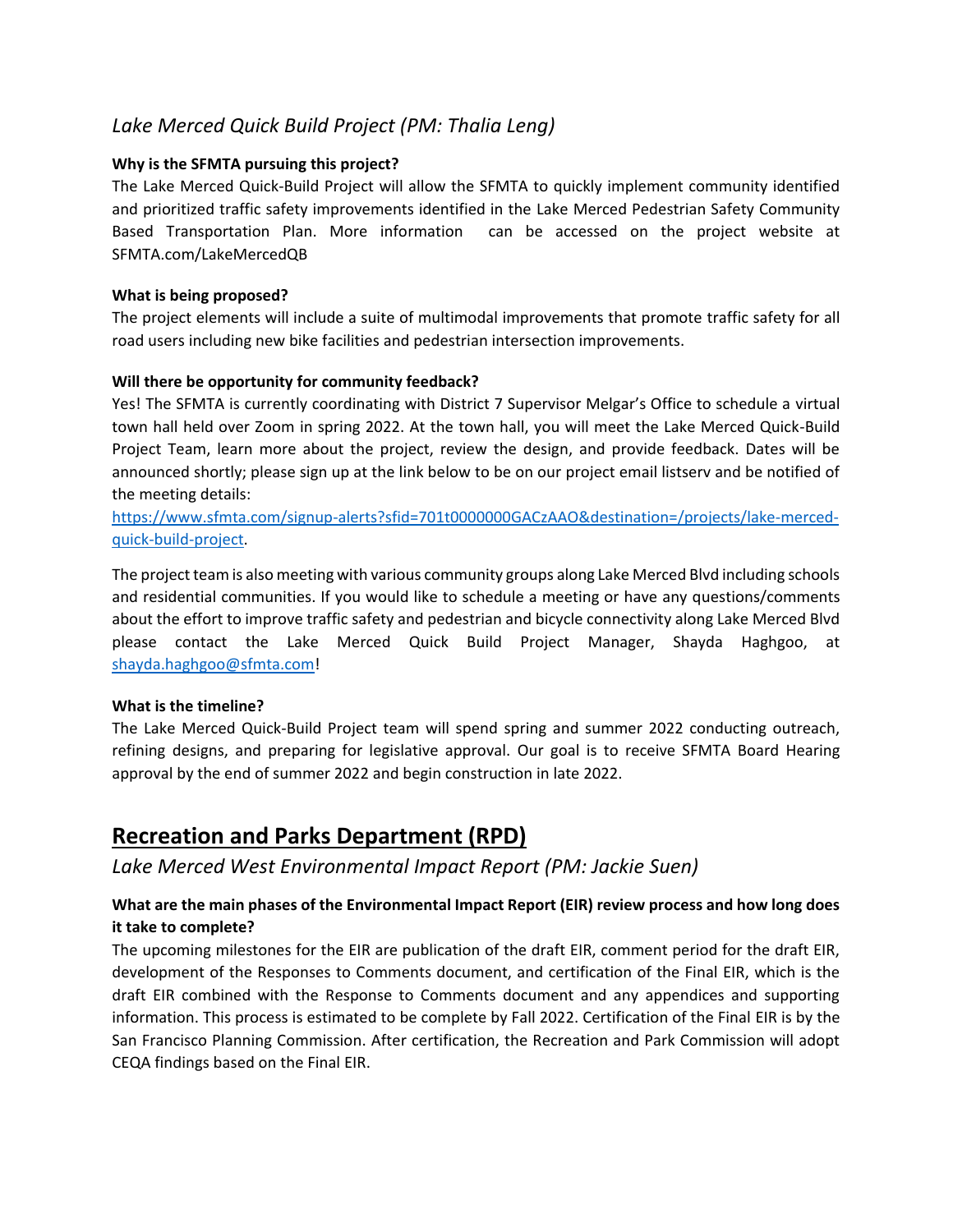### *Lake Merced Quick Build Project (PM: Thalia Leng)*

**Why is the SFMTA pursuing this project?**

The Lake Merced Quick-Build Project will allow the SFMTA to quickly implement community identified and prioritized traffic safety improvements identified in the Lake Merced Pedestrian Safety Community Based Transportation Plan. More information can be accessed on the project website at SFMTA.com/LakeMercedQB

**What is being proposed?**

The project elements will include a suite of multimodal improvements that promote traffic safety for all road users including new bike facilities and pedestrian intersection improvements.

**Will there be opportunity for community feedback?**

Yes! The SFMTA is currently coordinating with District 7 Supervisor Melgar's Office to schedule a virtual town hall held over Zoom in spring 2022. At the town hall, you will meet the Lake Merced Quick-Build Project Team, learn more about the project, review the design, and provide feedback. Dates will be announced shortly; please sign up at the link below to be on our project email listserv and be notified of the meeting details: [https://www.sfmta.com/signup-alerts?sfid=701t0000000GACzAAO&destination=/projects/lake-merced-quick-build-project](https://www.sfmta.com/signup-alerts?sfid=701t0000000GACzAAO&destination=/projects/lake-merced-quick-build-project).

The project team is also meeting with various community groups along Lake Merced Blvd including schools and residential communities. If you would like to schedule a meeting or have any questions/comments about the effort to improve traffic safety and pedestrian and bicycle connectivity along Lake Merced Blvd please contact the Lake Merced Quick Build Project Manager, Shayda Haghgoo, at [shayda.haghgoo@sfmta.com](mailto:shayda.haghgoo@sfmta.com)!

**What is the timeline?**

The Lake Merced Quick-Build Project team will spend spring and summer 2022 conducting outreach, refining designs, and preparing for legislative approval. Our goal is to receive SFMTA Board Hearing approval by the end of summer 2022 and begin construction in late 2022.

## Recreation and Parks Department (RPD)

### *Lake Merced West Environmental Impact Report (PM: Jackie Suen)*

**What are the main phases of the Environmental Impact Report (EIR) review process and how long does it take to complete?**

The upcoming milestones for the EIR are publication of the draft EIR, comment period for the draft EIR, development of the Responses to Comments document, and certification of the Final EIR, which is the draft EIR combined with the Response to Comments document and any appendices and supporting information. This process is estimated to be complete by Fall 2022. Certification of the Final EIR is by the San Francisco Planning Commission. After certification, the Recreation and Park Commission will adopt CEQA findings based on the Final EIR.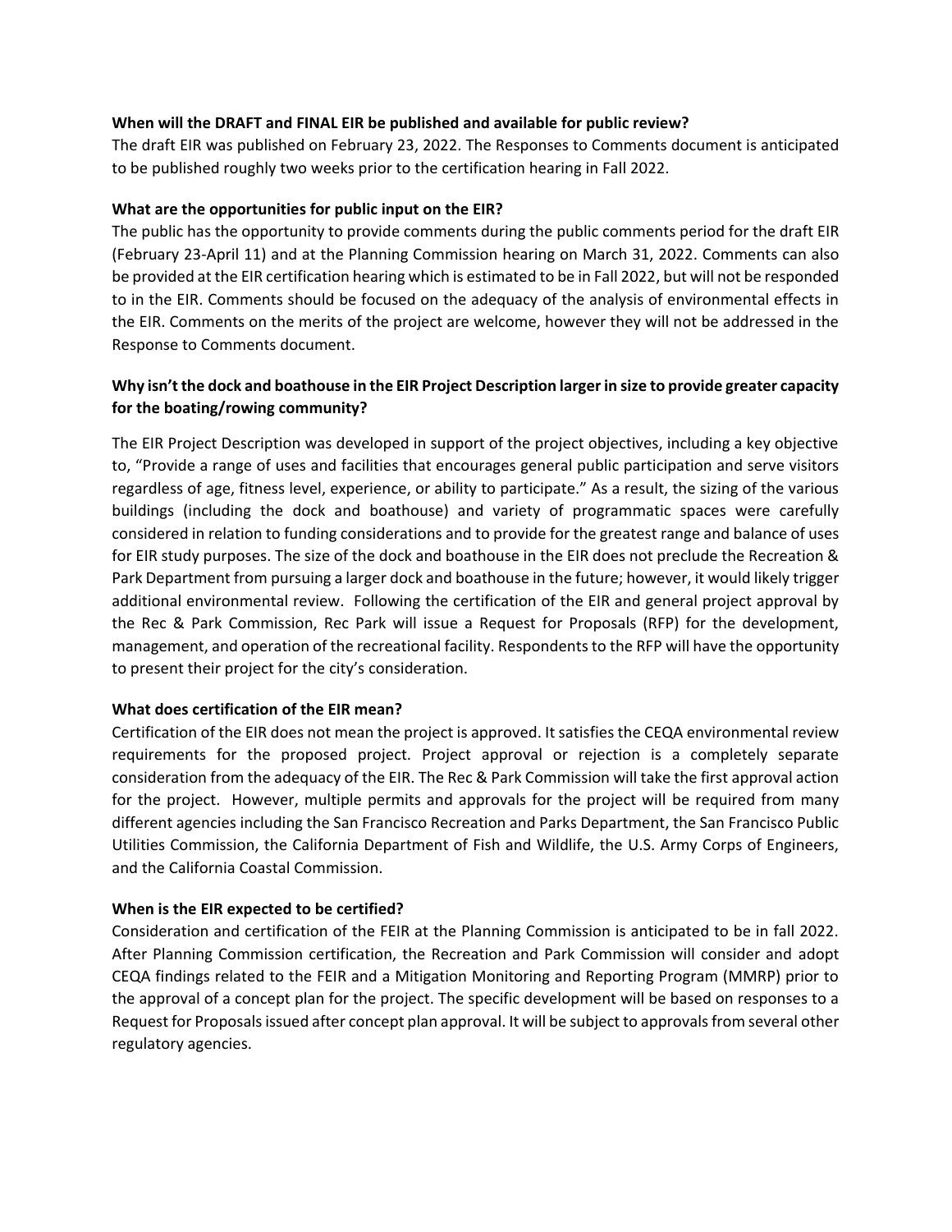**When will the DRAFT and FINAL EIR be published and available for public review?**

The draft EIR was published on February 23, 2022. The Responses to Comments document is anticipated to be published roughly two weeks prior to the certification hearing in Fall 2022.

**What are the opportunities for public input on the EIR?**

The public has the opportunity to provide comments during the public comments period for the draft EIR (February 23-April 11) and at the Planning Commission hearing on March 31, 2022. Comments can also be provided at the EIR certification hearing which is estimated to be in Fall 2022, but will not be responded to in the EIR. Comments should be focused on the adequacy of the analysis of environmental effects in the EIR. Comments on the merits of the project are welcome, however they will not be addressed in the Response to Comments document.

**Why isn't the dock and boathouse in the EIR Project Description larger in size to provide greater capacity for the boating/rowing community?**

The EIR Project Description was developed in support of the project objectives, including a key objective to, "Provide a range of uses and facilities that encourages general public participation and serve visitors regardless of age, fitness level, experience, or ability to participate." As a result, the sizing of the various buildings (including the dock and boathouse) and variety of programmatic spaces were carefully considered in relation to funding considerations and to provide for the greatest range and balance of uses for EIR study purposes. The size of the dock and boathouse in the EIR does not preclude the Recreation & Park Department from pursuing a larger dock and boathouse in the future; however, it would likely trigger additional environmental review. Following the certification of the EIR and general project approval by the Rec & Park Commission, Rec Park will issue a Request for Proposals (RFP) for the development, management, and operation of the recreational facility. Respondents to the RFP will have the opportunity to present their project for the city's consideration.

**What does certification of the EIR mean?**

Certification of the EIR does not mean the project is approved. It satisfies the CEQA environmental review requirements for the proposed project. Project approval or rejection is a completely separate consideration from the adequacy of the EIR. The Rec & Park Commission will take the first approval action for the project. However, multiple permits and approvals for the project will be required from many different agencies including the San Francisco Recreation and Parks Department, the San Francisco Public Utilities Commission, the California Department of Fish and Wildlife, the U.S. Army Corps of Engineers, and the California Coastal Commission.

**When is the EIR expected to be certified?**

Consideration and certification of the FEIR at the Planning Commission is anticipated to be in fall 2022. After Planning Commission certification, the Recreation and Park Commission will consider and adopt CEQA findings related to the FEIR and a Mitigation Monitoring and Reporting Program (MMRP) prior to the approval of a concept plan for the project. The specific development will be based on responses to a Request for Proposals issued after concept plan approval. It will be subject to approvals from several other regulatory agencies.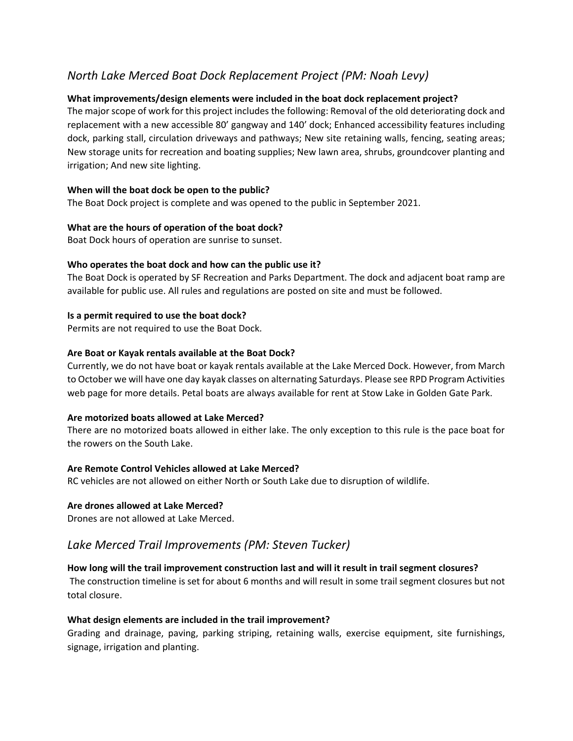## *North Lake Merced Boat Dock Replacement Project (PM: Noah Levy)*

**What improvements/design elements were included in the boat dock replacement project?**
The major scope of work for this project includes the following: Removal of the old deteriorating dock and replacement with a new accessible 80' gangway and 140' dock; Enhanced accessibility features including dock, parking stall, circulation driveways and pathways; New site retaining walls, fencing, seating areas; New storage units for recreation and boating supplies; New lawn area, shrubs, groundcover planting and irrigation; And new site lighting.

**When will the boat dock be open to the public?**
The Boat Dock project is complete and was opened to the public in September 2021.

**What are the hours of operation of the boat dock?**
Boat Dock hours of operation are sunrise to sunset.

**Who operates the boat dock and how can the public use it?**
The Boat Dock is operated by SF Recreation and Parks Department. The dock and adjacent boat ramp are available for public use. All rules and regulations are posted on site and must be followed.

**Is a permit required to use the boat dock?**
Permits are not required to use the Boat Dock.

**Are Boat or Kayak rentals available at the Boat Dock?**
Currently, we do not have boat or kayak rentals available at the Lake Merced Dock. However, from March to October we will have one day kayak classes on alternating Saturdays. Please see RPD Program Activities web page for more details. Petal boats are always available for rent at Stow Lake in Golden Gate Park.

**Are motorized boats allowed at Lake Merced?**
There are no motorized boats allowed in either lake. The only exception to this rule is the pace boat for the rowers on the South Lake.

**Are Remote Control Vehicles allowed at Lake Merced?**
RC vehicles are not allowed on either North or South Lake due to disruption of wildlife.

**Are drones allowed at Lake Merced?**
Drones are not allowed at Lake Merced.

## *Lake Merced Trail Improvements (PM: Steven Tucker)*

**How long will the trail improvement construction last and will it result in trail segment closures?**
The construction timeline is set for about 6 months and will result in some trail segment closures but not total closure.

**What design elements are included in the trail improvement?**
Grading and drainage, paving, parking striping, retaining walls, exercise equipment, site furnishings, signage, irrigation and planting.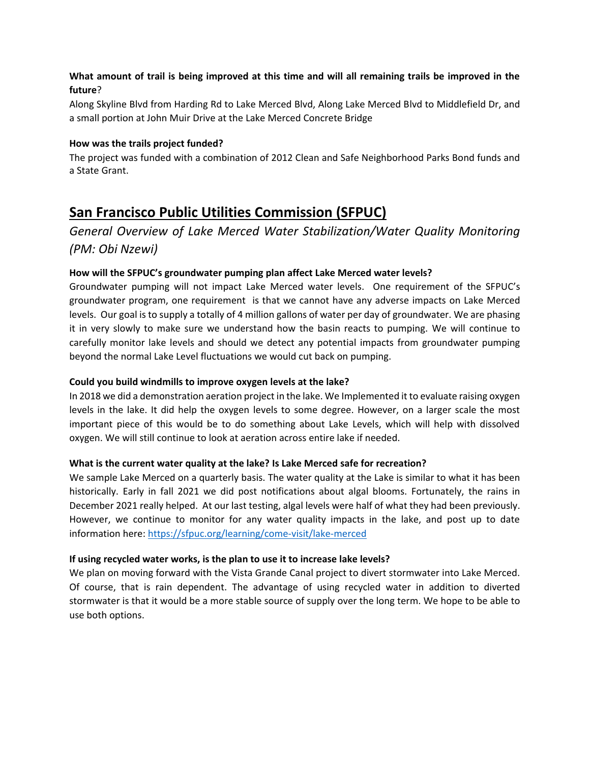**What amount of trail is being improved at this time and will all remaining trails be improved in the future**?

Along Skyline Blvd from Harding Rd to Lake Merced Blvd, Along Lake Merced Blvd to Middlefield Dr, and a small portion at John Muir Drive at the Lake Merced Concrete Bridge

**How was the trails project funded?**

The project was funded with a combination of 2012 Clean and Safe Neighborhood Parks Bond funds and a State Grant.

# San Francisco Public Utilities Commission (SFPUC)

## *General Overview of Lake Merced Water Stabilization/Water Quality Monitoring (PM: Obi Nzewi)*

**How will the SFPUC's groundwater pumping plan affect Lake Merced water levels?**

Groundwater pumping will not impact Lake Merced water levels. One requirement of the SFPUC's groundwater program, one requirement is that we cannot have any adverse impacts on Lake Merced levels. Our goal is to supply a totally of 4 million gallons of water per day of groundwater. We are phasing it in very slowly to make sure we understand how the basin reacts to pumping. We will continue to carefully monitor lake levels and should we detect any potential impacts from groundwater pumping beyond the normal Lake Level fluctuations we would cut back on pumping.

**Could you build windmills to improve oxygen levels at the lake?**

In 2018 we did a demonstration aeration project in the lake. We Implemented it to evaluate raising oxygen levels in the lake. It did help the oxygen levels to some degree. However, on a larger scale the most important piece of this would be to do something about Lake Levels, which will help with dissolved oxygen. We will still continue to look at aeration across entire lake if needed.

**What is the current water quality at the lake? Is Lake Merced safe for recreation?**

We sample Lake Merced on a quarterly basis. The water quality at the Lake is similar to what it has been historically. Early in fall 2021 we did post notifications about algal blooms. Fortunately, the rains in December 2021 really helped. At our last testing, algal levels were half of what they had been previously. However, we continue to monitor for any water quality impacts in the lake, and post up to date information here: https://sfpuc.org/learning/come-visit/lake-merced

**If using recycled water works, is the plan to use it to increase lake levels?**

We plan on moving forward with the Vista Grande Canal project to divert stormwater into Lake Merced. Of course, that is rain dependent. The advantage of using recycled water in addition to diverted stormwater is that it would be a more stable source of supply over the long term. We hope to be able to use both options.